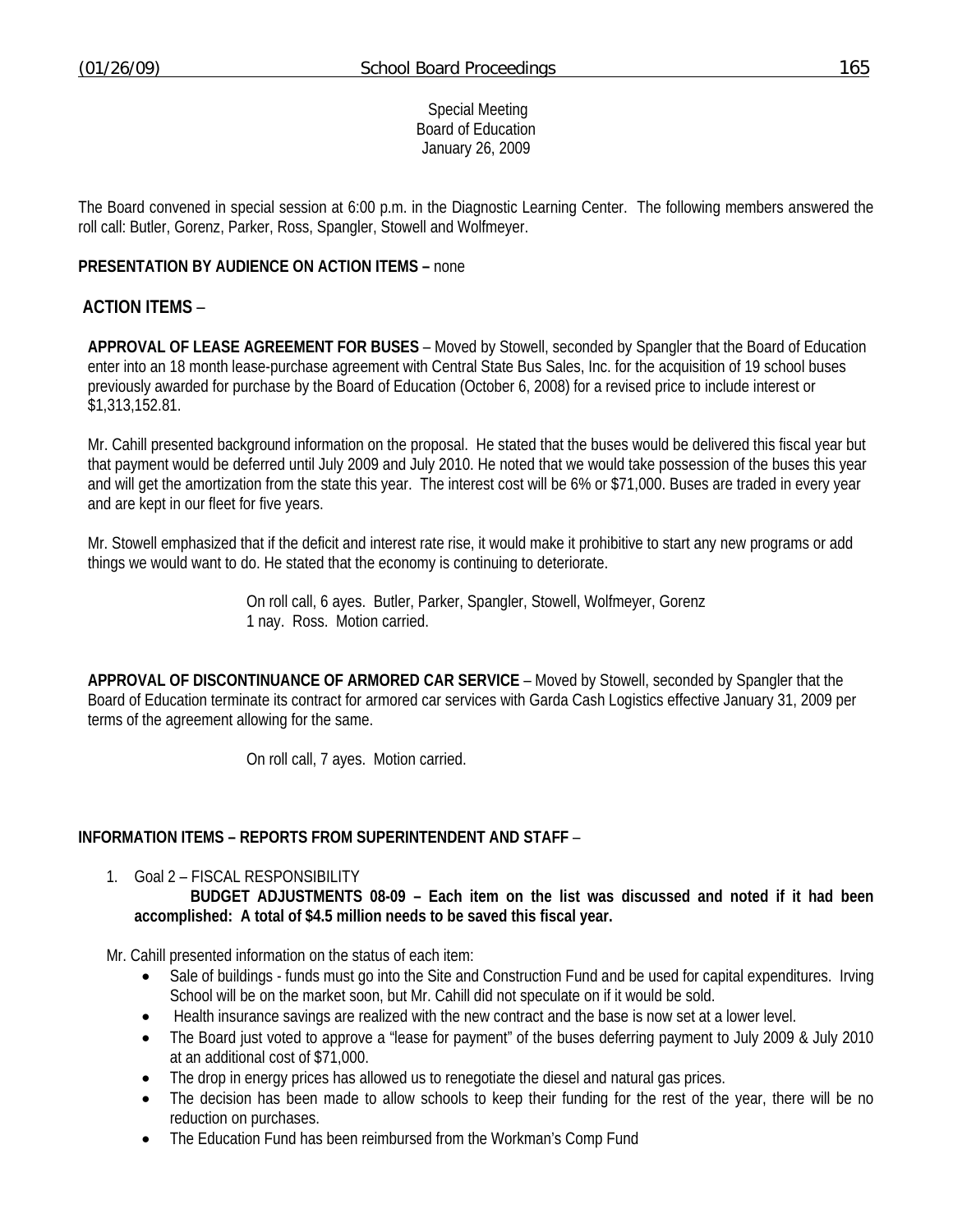Special Meeting
Board of Education
January 26, 2009

The Board convened in special session at 6:00 p.m. in the Diagnostic Learning Center. The following members answered the roll call: Butler, Gorenz, Parker, Ross, Spangler, Stowell and Wolfmeyer.

**PRESENTATION BY AUDIENCE ON ACTION ITEMS –** none

## ACTION ITEMS –

**APPROVAL OF LEASE AGREEMENT FOR BUSES** – Moved by Stowell, seconded by Spangler that the Board of Education enter into an 18 month lease-purchase agreement with Central State Bus Sales, Inc. for the acquisition of 19 school buses previously awarded for purchase by the Board of Education (October 6, 2008) for a revised price to include interest or $1,313,152.81.

Mr. Cahill presented background information on the proposal. He stated that the buses would be delivered this fiscal year but that payment would be deferred until July 2009 and July 2010. He noted that we would take possession of the buses this year and will get the amortization from the state this year. The interest cost will be 6% or $71,000. Buses are traded in every year and are kept in our fleet for five years.

Mr. Stowell emphasized that if the deficit and interest rate rise, it would make it prohibitive to start any new programs or add things we would want to do. He stated that the economy is continuing to deteriorate.

On roll call, 6 ayes. Butler, Parker, Spangler, Stowell, Wolfmeyer, Gorenz
1 nay. Ross. Motion carried.

**APPROVAL OF DISCONTINUANCE OF ARMORED CAR SERVICE** – Moved by Stowell, seconded by Spangler that the Board of Education terminate its contract for armored car services with Garda Cash Logistics effective January 31, 2009 per terms of the agreement allowing for the same.

On roll call, 7 ayes. Motion carried.

**INFORMATION ITEMS – REPORTS FROM SUPERINTENDENT AND STAFF** –

1. Goal 2 – FISCAL RESPONSIBILITY
   **BUDGET ADJUSTMENTS 08-09 – Each item on the list was discussed and noted if it had been accomplished: A total of $4.5 million needs to be saved this fiscal year.**

Mr. Cahill presented information on the status of each item:

- Sale of buildings - funds must go into the Site and Construction Fund and be used for capital expenditures. Irving School will be on the market soon, but Mr. Cahill did not speculate on if it would be sold.
- Health insurance savings are realized with the new contract and the base is now set at a lower level.
- The Board just voted to approve a "lease for payment" of the buses deferring payment to July 2009 & July 2010 at an additional cost of $71,000.
- The drop in energy prices has allowed us to renegotiate the diesel and natural gas prices.
- The decision has been made to allow schools to keep their funding for the rest of the year, there will be no reduction on purchases.
- The Education Fund has been reimbursed from the Workman's Comp Fund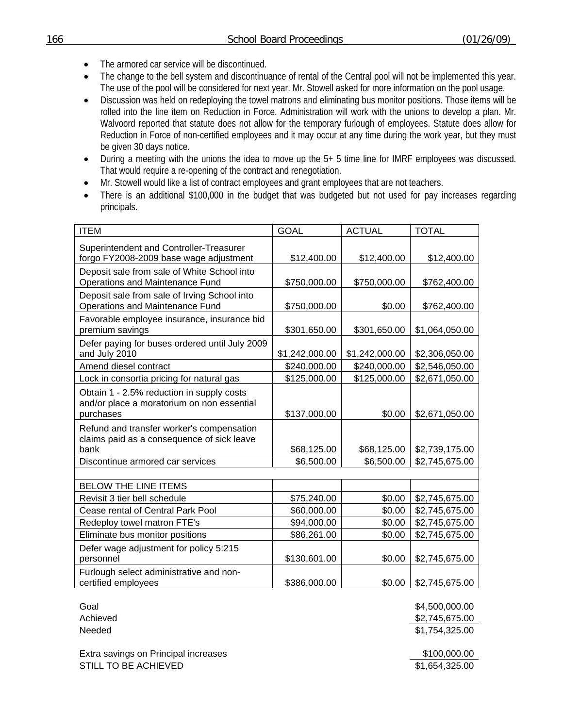- The armored car service will be discontinued.
- The change to the bell system and discontinuance of rental of the Central pool will not be implemented this year. The use of the pool will be considered for next year. Mr. Stowell asked for more information on the pool usage.
- Discussion was held on redeploying the towel matrons and eliminating bus monitor positions. Those items will be rolled into the line item on Reduction in Force. Administration will work with the unions to develop a plan. Mr. Walvoord reported that statute does not allow for the temporary furlough of employees. Statute does allow for Reduction in Force of non-certified employees and it may occur at any time during the work year, but they must be given 30 days notice.
- During a meeting with the unions the idea to move up the 5+ 5 time line for IMRF employees was discussed. That would require a re-opening of the contract and renegotiation.
- Mr. Stowell would like a list of contract employees and grant employees that are not teachers.
- There is an additional $100,000 in the budget that was budgeted but not used for pay increases regarding principals.

| ITEM | GOAL | ACTUAL | TOTAL |
|---|---|---|---|
| Superintendent and Controller-Treasurer forgo FY2008-2009 base wage adjustment | $12,400.00 | $12,400.00 | $12,400.00 |
| Deposit sale from sale of White School into Operations and Maintenance Fund | $750,000.00 | $750,000.00 | $762,400.00 |
| Deposit sale from sale of Irving School into Operations and Maintenance Fund | $750,000.00 | $0.00 | $762,400.00 |
| Favorable employee insurance, insurance bid premium savings | $301,650.00 | $301,650.00 | $1,064,050.00 |
| Defer paying for buses ordered until July 2009 and July 2010 | $1,242,000.00 | $1,242,000.00 | $2,306,050.00 |
| Amend diesel contract | $240,000.00 | $240,000.00 | $2,546,050.00 |
| Lock in consortia pricing for natural gas | $125,000.00 | $125,000.00 | $2,671,050.00 |
| Obtain 1 - 2.5% reduction in supply costs and/or place a moratorium on non essential purchases | $137,000.00 | $0.00 | $2,671,050.00 |
| Refund and transfer worker's compensation claims paid as a consequence of sick leave bank | $68,125.00 | $68,125.00 | $2,739,175.00 |
| Discontinue armored car services | $6,500.00 | $6,500.00 | $2,745,675.00 |
| | | | |
| BELOW THE LINE ITEMS | | | |
| Revisit 3 tier bell schedule | $75,240.00 | $0.00 | $2,745,675.00 |
| Cease rental of Central Park Pool | $60,000.00 | $0.00 | $2,745,675.00 |
| Redeploy towel matron FTE's | $94,000.00 | $0.00 | $2,745,675.00 |
| Eliminate bus monitor positions | $86,261.00 | $0.00 | $2,745,675.00 |
| Defer wage adjustment for policy 5:215 personnel | $130,601.00 | $0.00 | $2,745,675.00 |
| Furlough select administrative and non-certified employees | $386,000.00 | $0.00 | $2,745,675.00 |

| | |
|---|---|
| Goal | $4,500,000.00 |
| Achieved | $2,745,675.00 |
| Needed | $1,754,325.00 |
| | |
| Extra savings on Principal increases | $100,000.00 |
| STILL TO BE ACHIEVED | $1,654,325.00 |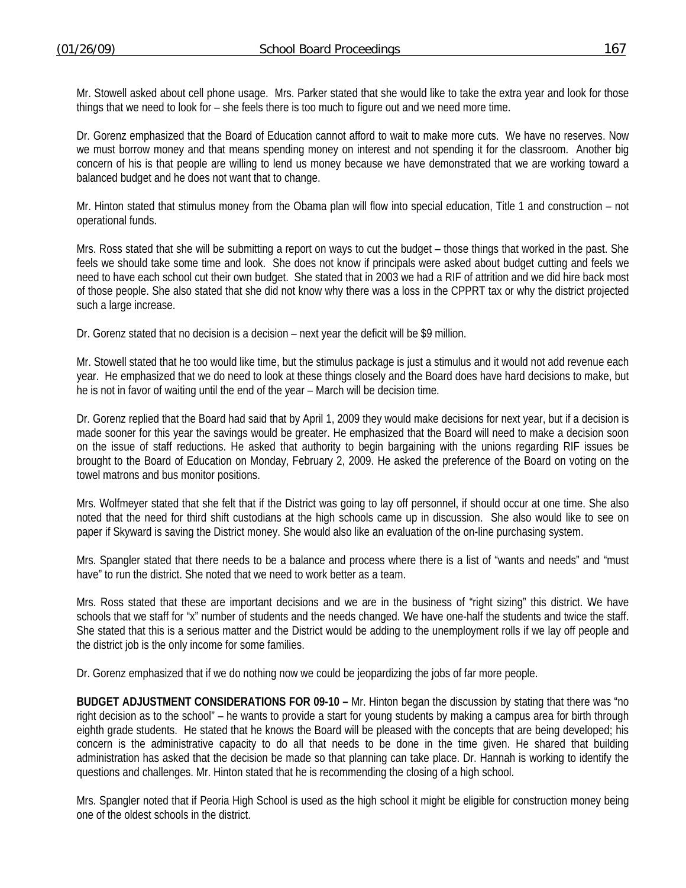Mr. Stowell asked about cell phone usage. Mrs. Parker stated that she would like to take the extra year and look for those things that we need to look for – she feels there is too much to figure out and we need more time.

Dr. Gorenz emphasized that the Board of Education cannot afford to wait to make more cuts. We have no reserves. Now we must borrow money and that means spending money on interest and not spending it for the classroom. Another big concern of his is that people are willing to lend us money because we have demonstrated that we are working toward a balanced budget and he does not want that to change.

Mr. Hinton stated that stimulus money from the Obama plan will flow into special education, Title 1 and construction – not operational funds.

Mrs. Ross stated that she will be submitting a report on ways to cut the budget – those things that worked in the past. She feels we should take some time and look. She does not know if principals were asked about budget cutting and feels we need to have each school cut their own budget. She stated that in 2003 we had a RIF of attrition and we did hire back most of those people. She also stated that she did not know why there was a loss in the CPPRT tax or why the district projected such a large increase.

Dr. Gorenz stated that no decision is a decision – next year the deficit will be $9 million.

Mr. Stowell stated that he too would like time, but the stimulus package is just a stimulus and it would not add revenue each year. He emphasized that we do need to look at these things closely and the Board does have hard decisions to make, but he is not in favor of waiting until the end of the year – March will be decision time.

Dr. Gorenz replied that the Board had said that by April 1, 2009 they would make decisions for next year, but if a decision is made sooner for this year the savings would be greater. He emphasized that the Board will need to make a decision soon on the issue of staff reductions. He asked that authority to begin bargaining with the unions regarding RIF issues be brought to the Board of Education on Monday, February 2, 2009. He asked the preference of the Board on voting on the towel matrons and bus monitor positions.

Mrs. Wolfmeyer stated that she felt that if the District was going to lay off personnel, if should occur at one time. She also noted that the need for third shift custodians at the high schools came up in discussion. She also would like to see on paper if Skyward is saving the District money. She would also like an evaluation of the on-line purchasing system.

Mrs. Spangler stated that there needs to be a balance and process where there is a list of "wants and needs" and "must have" to run the district. She noted that we need to work better as a team.

Mrs. Ross stated that these are important decisions and we are in the business of "right sizing" this district. We have schools that we staff for "x" number of students and the needs changed. We have one-half the students and twice the staff. She stated that this is a serious matter and the District would be adding to the unemployment rolls if we lay off people and the district job is the only income for some families.

Dr. Gorenz emphasized that if we do nothing now we could be jeopardizing the jobs of far more people.

**BUDGET ADJUSTMENT CONSIDERATIONS FOR 09-10 –** Mr. Hinton began the discussion by stating that there was "no right decision as to the school" – he wants to provide a start for young students by making a campus area for birth through eighth grade students. He stated that he knows the Board will be pleased with the concepts that are being developed; his concern is the administrative capacity to do all that needs to be done in the time given. He shared that building administration has asked that the decision be made so that planning can take place. Dr. Hannah is working to identify the questions and challenges. Mr. Hinton stated that he is recommending the closing of a high school.

Mrs. Spangler noted that if Peoria High School is used as the high school it might be eligible for construction money being one of the oldest schools in the district.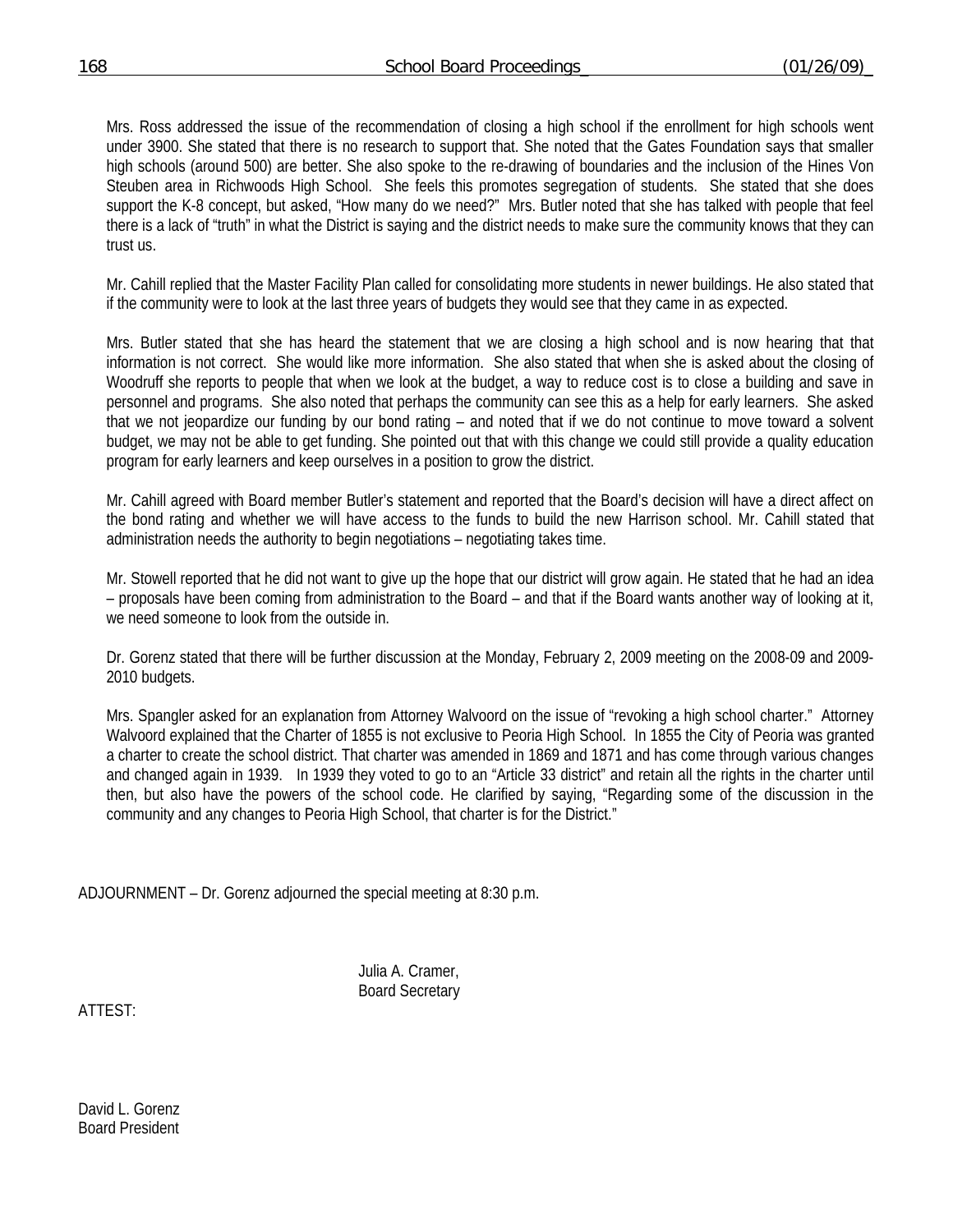Mrs. Ross addressed the issue of the recommendation of closing a high school if the enrollment for high schools went under 3900. She stated that there is no research to support that. She noted that the Gates Foundation says that smaller high schools (around 500) are better. She also spoke to the re-drawing of boundaries and the inclusion of the Hines Von Steuben area in Richwoods High School. She feels this promotes segregation of students. She stated that she does support the K-8 concept, but asked, "How many do we need?" Mrs. Butler noted that she has talked with people that feel there is a lack of "truth" in what the District is saying and the district needs to make sure the community knows that they can trust us.

Mr. Cahill replied that the Master Facility Plan called for consolidating more students in newer buildings. He also stated that if the community were to look at the last three years of budgets they would see that they came in as expected.

Mrs. Butler stated that she has heard the statement that we are closing a high school and is now hearing that that information is not correct. She would like more information. She also stated that when she is asked about the closing of Woodruff she reports to people that when we look at the budget, a way to reduce cost is to close a building and save in personnel and programs. She also noted that perhaps the community can see this as a help for early learners. She asked that we not jeopardize our funding by our bond rating – and noted that if we do not continue to move toward a solvent budget, we may not be able to get funding. She pointed out that with this change we could still provide a quality education program for early learners and keep ourselves in a position to grow the district.

Mr. Cahill agreed with Board member Butler's statement and reported that the Board's decision will have a direct affect on the bond rating and whether we will have access to the funds to build the new Harrison school. Mr. Cahill stated that administration needs the authority to begin negotiations – negotiating takes time.

Mr. Stowell reported that he did not want to give up the hope that our district will grow again. He stated that he had an idea – proposals have been coming from administration to the Board – and that if the Board wants another way of looking at it, we need someone to look from the outside in.

Dr. Gorenz stated that there will be further discussion at the Monday, February 2, 2009 meeting on the 2008-09 and 2009-2010 budgets.

Mrs. Spangler asked for an explanation from Attorney Walvoord on the issue of "revoking a high school charter." Attorney Walvoord explained that the Charter of 1855 is not exclusive to Peoria High School. In 1855 the City of Peoria was granted a charter to create the school district. That charter was amended in 1869 and 1871 and has come through various changes and changed again in 1939. In 1939 they voted to go to an "Article 33 district" and retain all the rights in the charter until then, but also have the powers of the school code. He clarified by saying, "Regarding some of the discussion in the community and any changes to Peoria High School, that charter is for the District."

ADJOURNMENT – Dr. Gorenz adjourned the special meeting at 8:30 p.m.

Julia A. Cramer,
Board Secretary

ATTEST:

David L. Gorenz
Board President